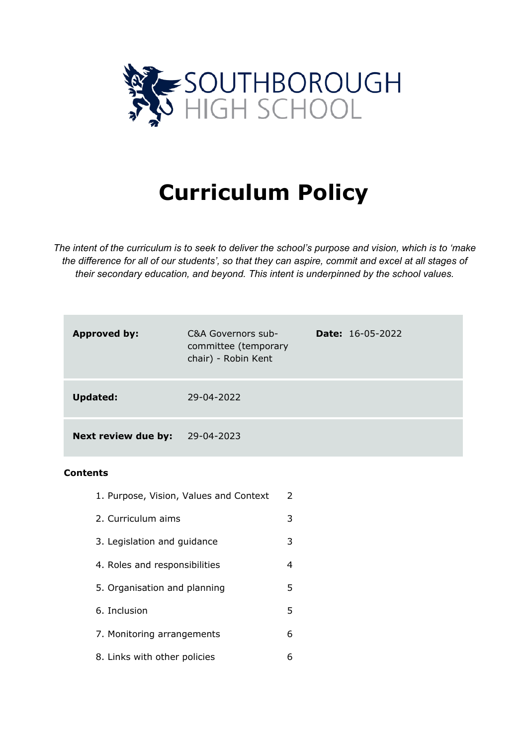SOUTHBOROUGH
HIGH SCHOOL

# Curriculum Policy

*The intent of the curriculum is to seek to deliver the school's purpose and vision, which is to 'make the difference for all of our students', so that they can aspire, commit and excel at all stages of their secondary education, and beyond. This intent is underpinned by the school values.*

| | | | |
|---|---|---|---|
| **Approved by:** | C&A Governors sub-committee (temporary chair) - Robin Kent | **Date:** | 16-05-2022 |
| **Updated:** | 29-04-2022 | | |
| **Next review due by:** | 29-04-2023 | | |

**Contents**

| | |
|---|---|
| 1. Purpose, Vision, Values and Context | 2 |
| 2. Curriculum aims | 3 |
| 3. Legislation and guidance | 3 |
| 4. Roles and responsibilities | 4 |
| 5. Organisation and planning | 5 |
| 6. Inclusion | 5 |
| 7. Monitoring arrangements | 6 |
| 8. Links with other policies | 6 |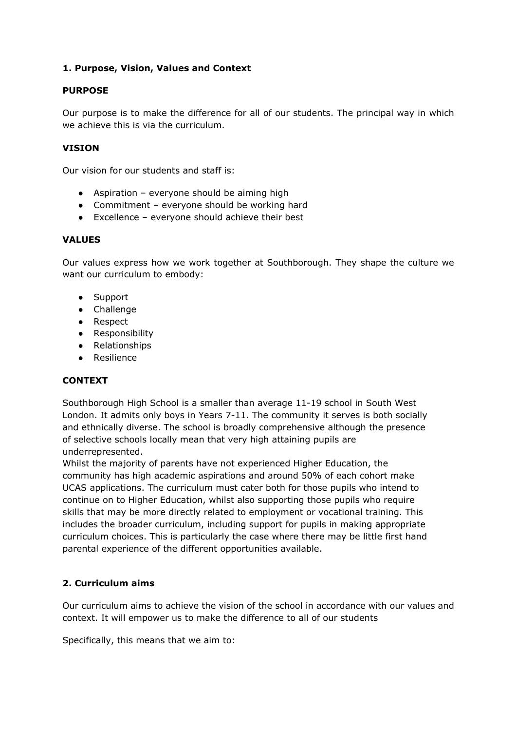## 1. Purpose, Vision, Values and Context

### PURPOSE

Our purpose is to make the difference for all of our students. The principal way in which we achieve this is via the curriculum.

### VISION

Our vision for our students and staff is:

- Aspiration – everyone should be aiming high
- Commitment – everyone should be working hard
- Excellence – everyone should achieve their best

### VALUES

Our values express how we work together at Southborough. They shape the culture we want our curriculum to embody:

- Support
- Challenge
- Respect
- Responsibility
- Relationships
- Resilience

### CONTEXT

Southborough High School is a smaller than average 11-19 school in South West London. It admits only boys in Years 7-11. The community it serves is both socially and ethnically diverse. The school is broadly comprehensive although the presence of selective schools locally mean that very high attaining pupils are underrepresented.

Whilst the majority of parents have not experienced Higher Education, the community has high academic aspirations and around 50% of each cohort make UCAS applications. The curriculum must cater both for those pupils who intend to continue on to Higher Education, whilst also supporting those pupils who require skills that may be more directly related to employment or vocational training. This includes the broader curriculum, including support for pupils in making appropriate curriculum choices. This is particularly the case where there may be little first hand parental experience of the different opportunities available.

## 2. Curriculum aims

Our curriculum aims to achieve the vision of the school in accordance with our values and context. It will empower us to make the difference to all of our students

Specifically, this means that we aim to: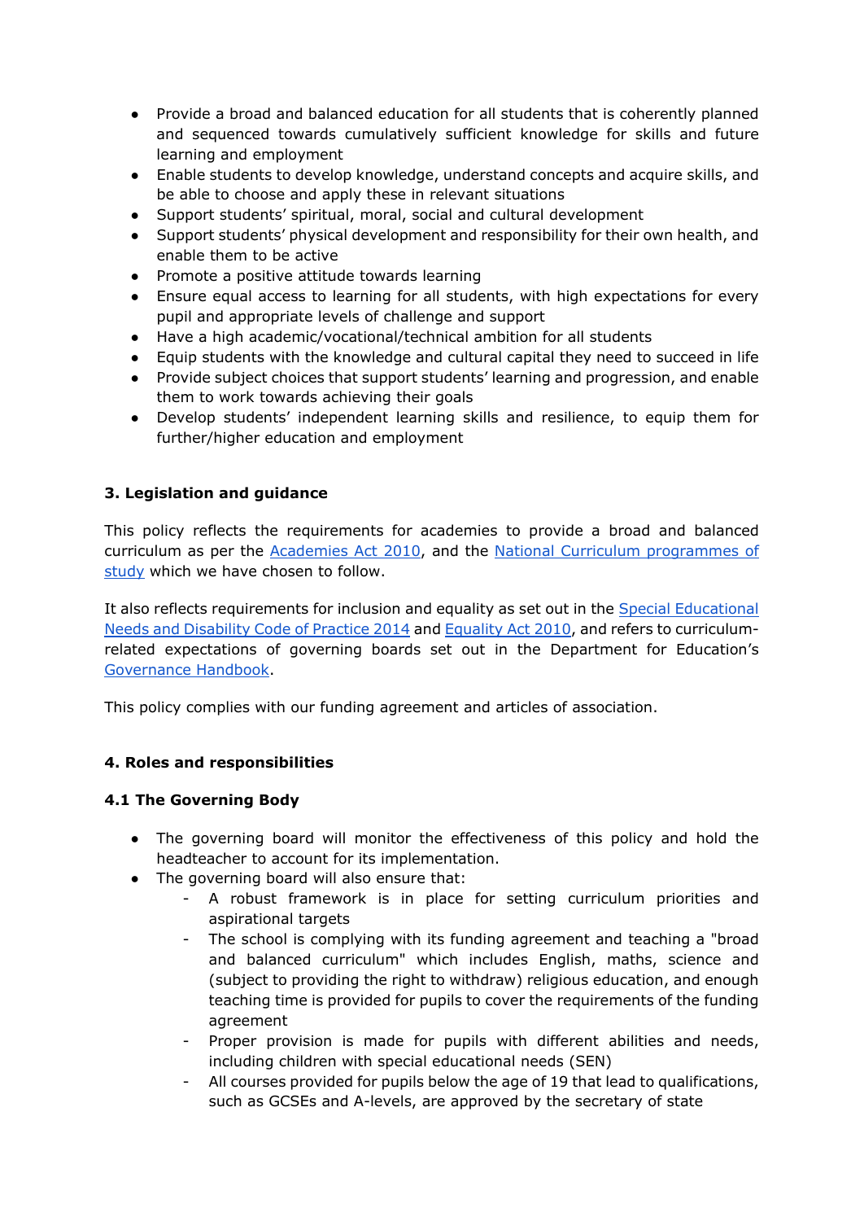- Provide a broad and balanced education for all students that is coherently planned and sequenced towards cumulatively sufficient knowledge for skills and future learning and employment
- Enable students to develop knowledge, understand concepts and acquire skills, and be able to choose and apply these in relevant situations
- Support students' spiritual, moral, social and cultural development
- Support students' physical development and responsibility for their own health, and enable them to be active
- Promote a positive attitude towards learning
- Ensure equal access to learning for all students, with high expectations for every pupil and appropriate levels of challenge and support
- Have a high academic/vocational/technical ambition for all students
- Equip students with the knowledge and cultural capital they need to succeed in life
- Provide subject choices that support students' learning and progression, and enable them to work towards achieving their goals
- Develop students' independent learning skills and resilience, to equip them for further/higher education and employment

**3. Legislation and guidance**

This policy reflects the requirements for academies to provide a broad and balanced curriculum as per the Academies Act 2010, and the National Curriculum programmes of study which we have chosen to follow.

It also reflects requirements for inclusion and equality as set out in the Special Educational Needs and Disability Code of Practice 2014 and Equality Act 2010, and refers to curriculum-related expectations of governing boards set out in the Department for Education's Governance Handbook.

This policy complies with our funding agreement and articles of association.

**4. Roles and responsibilities**

**4.1 The Governing Body**

- The governing board will monitor the effectiveness of this policy and hold the headteacher to account for its implementation.
- The governing board will also ensure that:
  - A robust framework is in place for setting curriculum priorities and aspirational targets
  - The school is complying with its funding agreement and teaching a "broad and balanced curriculum" which includes English, maths, science and (subject to providing the right to withdraw) religious education, and enough teaching time is provided for pupils to cover the requirements of the funding agreement
  - Proper provision is made for pupils with different abilities and needs, including children with special educational needs (SEN)
  - All courses provided for pupils below the age of 19 that lead to qualifications, such as GCSEs and A-levels, are approved by the secretary of state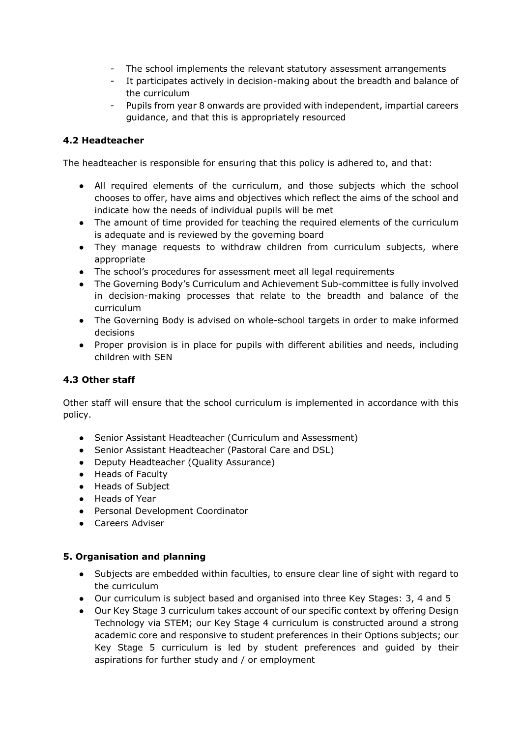- The school implements the relevant statutory assessment arrangements
- It participates actively in decision-making about the breadth and balance of the curriculum
- Pupils from year 8 onwards are provided with independent, impartial careers guidance, and that this is appropriately resourced

### 4.2 Headteacher

The headteacher is responsible for ensuring that this policy is adhered to, and that:

- All required elements of the curriculum, and those subjects which the school chooses to offer, have aims and objectives which reflect the aims of the school and indicate how the needs of individual pupils will be met
- The amount of time provided for teaching the required elements of the curriculum is adequate and is reviewed by the governing board
- They manage requests to withdraw children from curriculum subjects, where appropriate
- The school's procedures for assessment meet all legal requirements
- The Governing Body's Curriculum and Achievement Sub-committee is fully involved in decision-making processes that relate to the breadth and balance of the curriculum
- The Governing Body is advised on whole-school targets in order to make informed decisions
- Proper provision is in place for pupils with different abilities and needs, including children with SEN

### 4.3 Other staff

Other staff will ensure that the school curriculum is implemented in accordance with this policy.

- Senior Assistant Headteacher (Curriculum and Assessment)
- Senior Assistant Headteacher (Pastoral Care and DSL)
- Deputy Headteacher (Quality Assurance)
- Heads of Faculty
- Heads of Subject
- Heads of Year
- Personal Development Coordinator
- Careers Adviser

## 5. Organisation and planning

- Subjects are embedded within faculties, to ensure clear line of sight with regard to the curriculum
- Our curriculum is subject based and organised into three Key Stages: 3, 4 and 5
- Our Key Stage 3 curriculum takes account of our specific context by offering Design Technology via STEM; our Key Stage 4 curriculum is constructed around a strong academic core and responsive to student preferences in their Options subjects; our Key Stage 5 curriculum is led by student preferences and guided by their aspirations for further study and / or employment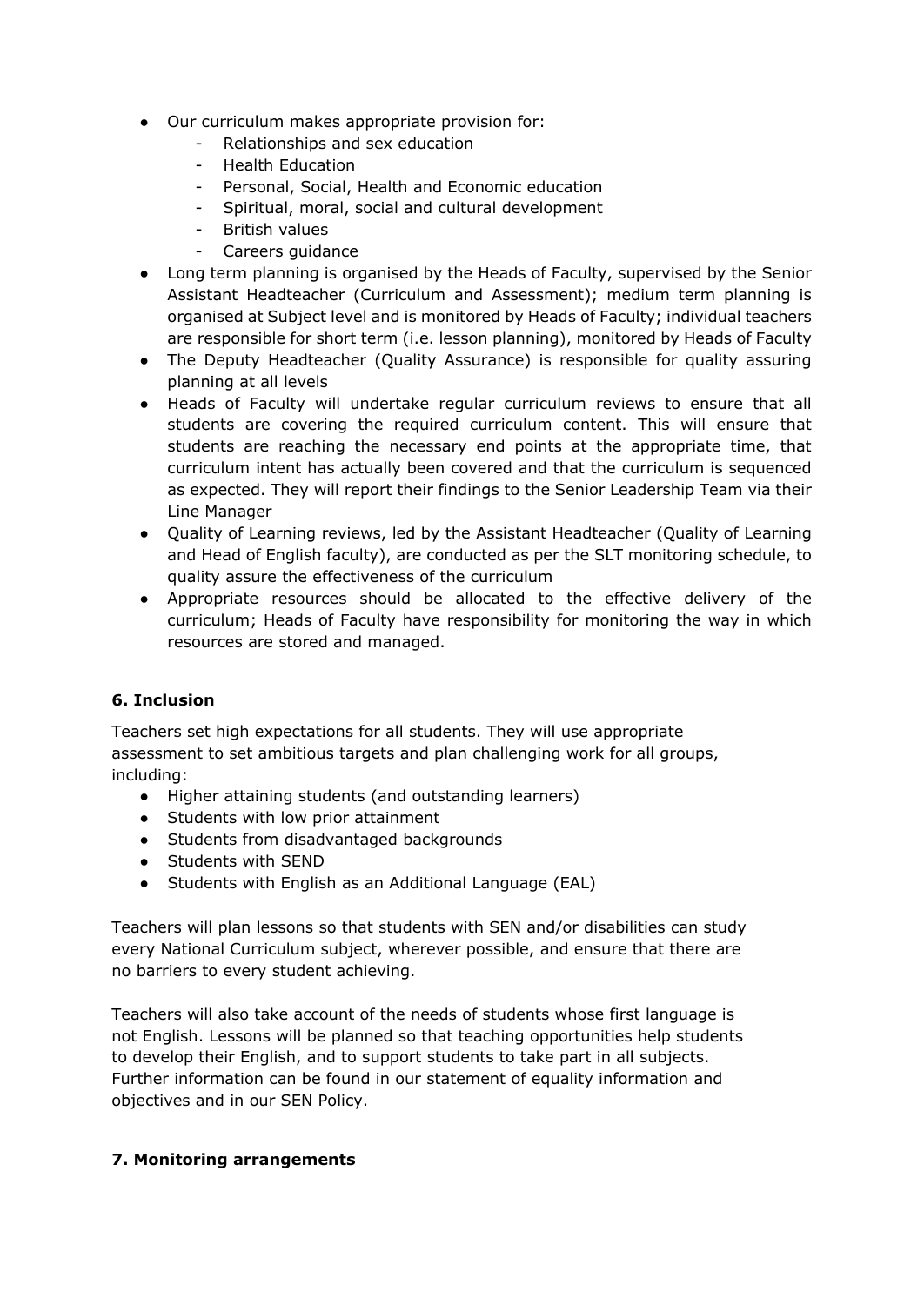- Our curriculum makes appropriate provision for:
    - Relationships and sex education
    - Health Education
    - Personal, Social, Health and Economic education
    - Spiritual, moral, social and cultural development
    - British values
    - Careers guidance
- Long term planning is organised by the Heads of Faculty, supervised by the Senior Assistant Headteacher (Curriculum and Assessment); medium term planning is organised at Subject level and is monitored by Heads of Faculty; individual teachers are responsible for short term (i.e. lesson planning), monitored by Heads of Faculty
- The Deputy Headteacher (Quality Assurance) is responsible for quality assuring planning at all levels
- Heads of Faculty will undertake regular curriculum reviews to ensure that all students are covering the required curriculum content. This will ensure that students are reaching the necessary end points at the appropriate time, that curriculum intent has actually been covered and that the curriculum is sequenced as expected. They will report their findings to the Senior Leadership Team via their Line Manager
- Quality of Learning reviews, led by the Assistant Headteacher (Quality of Learning and Head of English faculty), are conducted as per the SLT monitoring schedule, to quality assure the effectiveness of the curriculum
- Appropriate resources should be allocated to the effective delivery of the curriculum; Heads of Faculty have responsibility for monitoring the way in which resources are stored and managed.

### 6. Inclusion

Teachers set high expectations for all students. They will use appropriate assessment to set ambitious targets and plan challenging work for all groups, including:

- Higher attaining students (and outstanding learners)
- Students with low prior attainment
- Students from disadvantaged backgrounds
- Students with SEND
- Students with English as an Additional Language (EAL)

Teachers will plan lessons so that students with SEN and/or disabilities can study every National Curriculum subject, wherever possible, and ensure that there are no barriers to every student achieving.

Teachers will also take account of the needs of students whose first language is not English. Lessons will be planned so that teaching opportunities help students to develop their English, and to support students to take part in all subjects. Further information can be found in our statement of equality information and objectives and in our SEN Policy.

### 7. Monitoring arrangements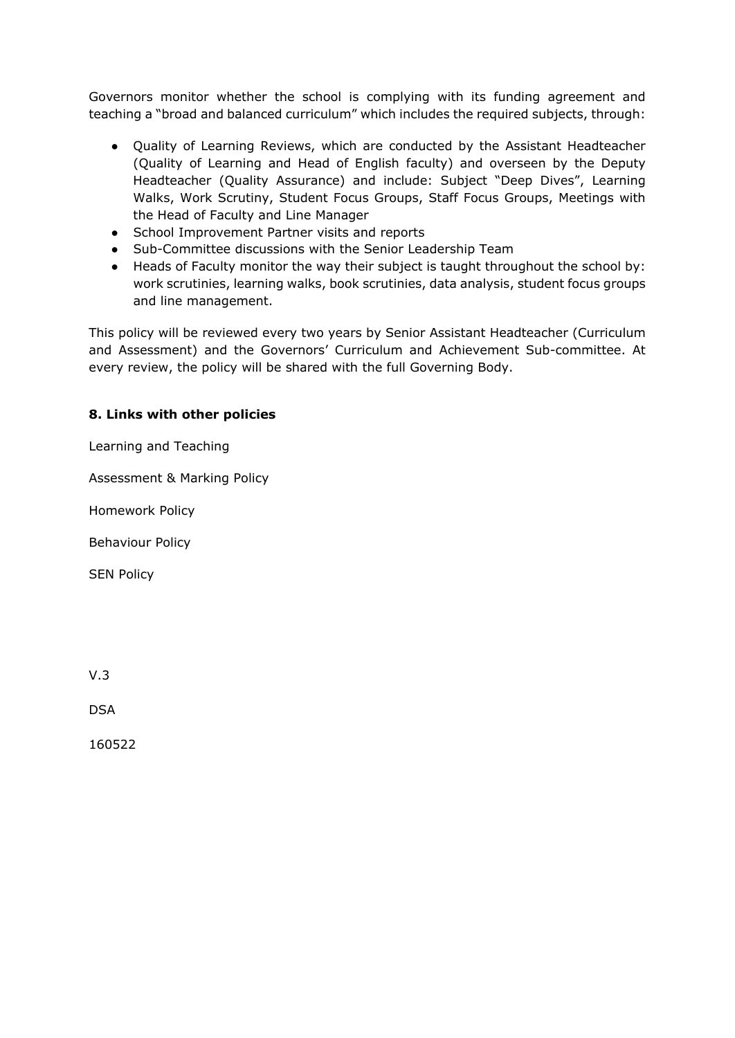Governors monitor whether the school is complying with its funding agreement and teaching a "broad and balanced curriculum" which includes the required subjects, through:

- Quality of Learning Reviews, which are conducted by the Assistant Headteacher (Quality of Learning and Head of English faculty) and overseen by the Deputy Headteacher (Quality Assurance) and include: Subject "Deep Dives", Learning Walks, Work Scrutiny, Student Focus Groups, Staff Focus Groups, Meetings with the Head of Faculty and Line Manager
- School Improvement Partner visits and reports
- Sub-Committee discussions with the Senior Leadership Team
- Heads of Faculty monitor the way their subject is taught throughout the school by: work scrutinies, learning walks, book scrutinies, data analysis, student focus groups and line management.

This policy will be reviewed every two years by Senior Assistant Headteacher (Curriculum and Assessment) and the Governors' Curriculum and Achievement Sub-committee. At every review, the policy will be shared with the full Governing Body.

**8. Links with other policies**

Learning and Teaching

Assessment & Marking Policy

Homework Policy

Behaviour Policy

SEN Policy

V.3

DSA

160522